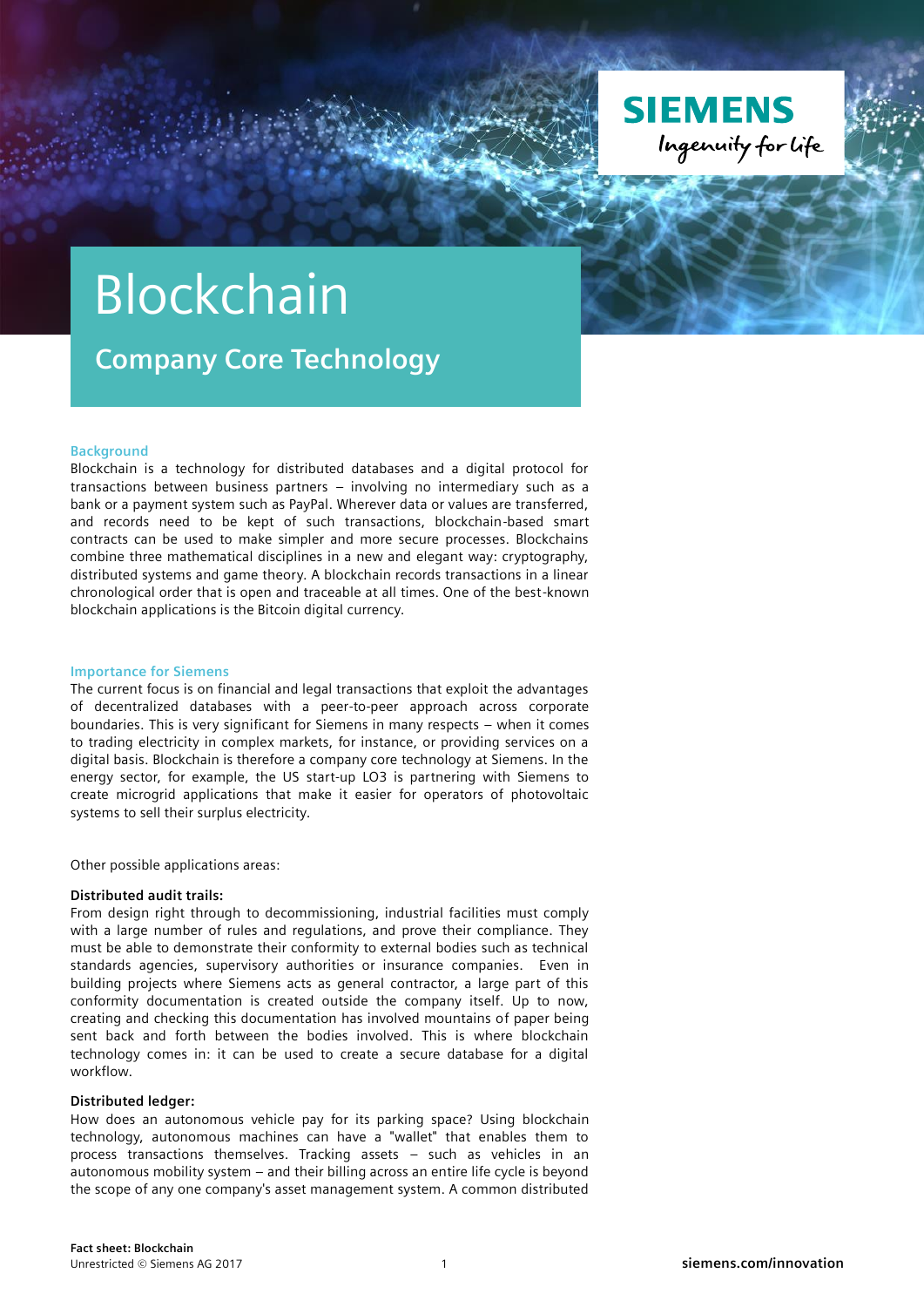# Blockchain

## Company Core Technology

### Background

Blockchain is a technology for distributed databases and a digital protocol for transactions between business partners – involving no intermediary such as a bank or a payment system such as PayPal. Wherever data or values are transferred, and records need to be kept of such transactions, blockchain-based smart contracts can be used to make simpler and more secure processes. Blockchains combine three mathematical disciplines in a new and elegant way: cryptography, distributed systems and game theory. A blockchain records transactions in a linear chronological order that is open and traceable at all times. One of the best-known blockchain applications is the Bitcoin digital currency.

### Importance for Siemens

The current focus is on financial and legal transactions that exploit the advantages of decentralized databases with a peer-to-peer approach across corporate boundaries. This is very significant for Siemens in many respects – when it comes to trading electricity in complex markets, for instance, or providing services on a digital basis. Blockchain is therefore a company core technology at Siemens. In the energy sector, for example, the US start-up LO3 is partnering with Siemens to create microgrid applications that make it easier for operators of photovoltaic systems to sell their surplus electricity.

Other possible applications areas:

**Distributed audit trails:**
From design right through to decommissioning, industrial facilities must comply with a large number of rules and regulations, and prove their compliance. They must be able to demonstrate their conformity to external bodies such as technical standards agencies, supervisory authorities or insurance companies. Even in building projects where Siemens acts as general contractor, a large part of this conformity documentation is created outside the company itself. Up to now, creating and checking this documentation has involved mountains of paper being sent back and forth between the bodies involved. This is where blockchain technology comes in: it can be used to create a secure database for a digital workflow.

**Distributed ledger:**
How does an autonomous vehicle pay for its parking space? Using blockchain technology, autonomous machines can have a "wallet" that enables them to process transactions themselves. Tracking assets – such as vehicles in an autonomous mobility system – and their billing across an entire life cycle is beyond the scope of any one company's asset management system. A common distributed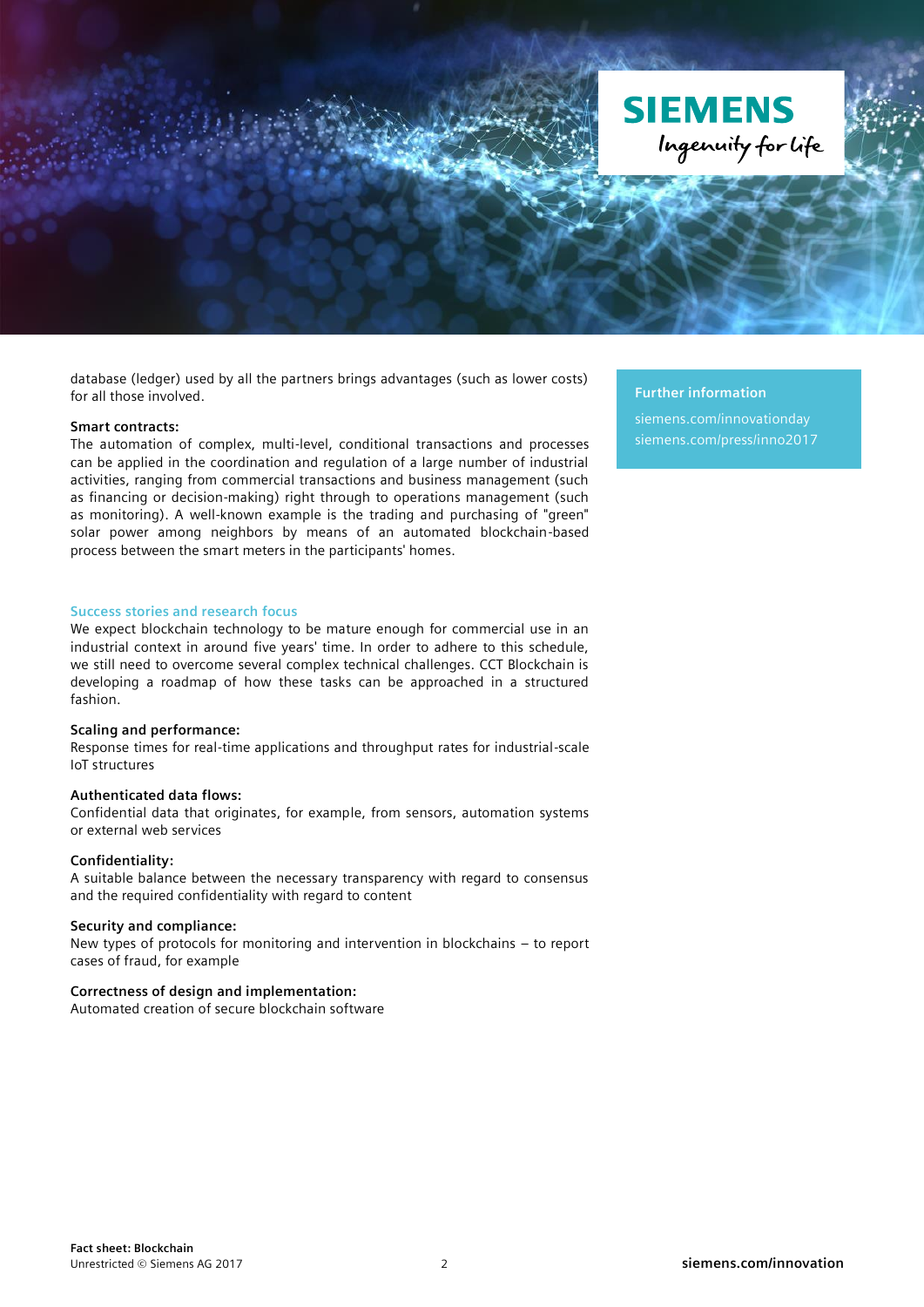database (ledger) used by all the partners brings advantages (such as lower costs) for all those involved.

**Smart contracts:**
The automation of complex, multi-level, conditional transactions and processes can be applied in the coordination and regulation of a large number of industrial activities, ranging from commercial transactions and business management (such as financing or decision-making) right through to operations management (such as monitoring). A well-known example is the trading and purchasing of "green" solar power among neighbors by means of an automated blockchain-based process between the smart meters in the participants' homes.

## Success stories and research focus

We expect blockchain technology to be mature enough for commercial use in an industrial context in around five years' time. In order to adhere to this schedule, we still need to overcome several complex technical challenges. CCT Blockchain is developing a roadmap of how these tasks can be approached in a structured fashion.

**Scaling and performance:**
Response times for real-time applications and throughput rates for industrial-scale IoT structures

**Authenticated data flows:**
Confidential data that originates, for example, from sensors, automation systems or external web services

**Confidentiality:**
A suitable balance between the necessary transparency with regard to consensus and the required confidentiality with regard to content

**Security and compliance:**
New types of protocols for monitoring and intervention in blockchains – to report cases of fraud, for example

**Correctness of design and implementation:**
Automated creation of secure blockchain software

**Further information**

siemens.com/innovationday
siemens.com/press/inno2017

**Fact sheet: Blockchain**
Unrestricted © Siemens AG 2017

**siemens.com/innovation**